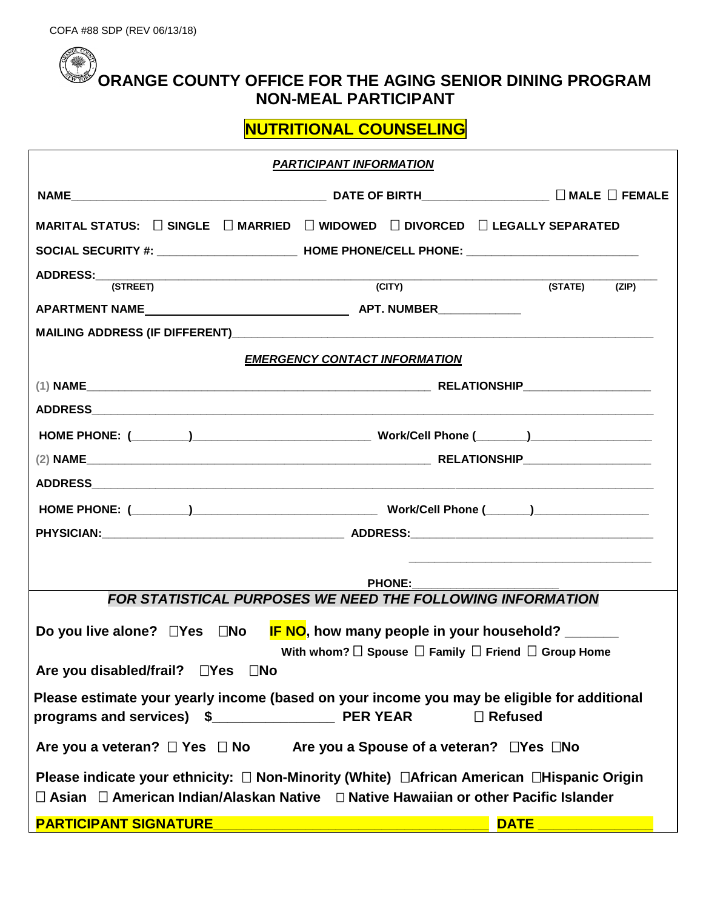COFA #88 SDP (REV 06/13/18)

# ORANGE COUNTY OFFICE FOR THE AGING SENIOR DINING PROGRAM NON-MEAL PARTICIPANT

## NUTRITIONAL COUNSELING

***PARTICIPANT INFORMATION***

**NAME**________________________________________ **DATE OF BIRTH**____________________ ☐ **MALE** ☐ **FEMALE**

**MARITAL STATUS:** ☐ **SINGLE** ☐ **MARRIED** ☐ **WIDOWED** ☐ **DIVORCED** ☐ **LEGALLY SEPARATED**

**SOCIAL SECURITY #:** ______________________ **HOME PHONE/CELL PHONE:** ___________________________

**ADDRESS:**_______________________________________________________________________________
(STREET) (CITY) (STATE) (ZIP)

**APARTMENT NAME**________________________________ **APT. NUMBER**____________

**MAILING ADDRESS (IF DIFFERENT)**_________________________________________________________________

***EMERGENCY CONTACT INFORMATION***

(1) **NAME**_____________________________________________________ **RELATIONSHIP**___________________

**ADDRESS**_____________________________________________________________________________________

**HOME PHONE:** (________)__________________________ **Work/Cell Phone** (_______)__________________

(2) **NAME**_____________________________________________________ **RELATIONSHIP**___________________

**ADDRESS**_____________________________________________________________________________________

**HOME PHONE:** (________)__________________________ **Work/Cell Phone** (______)_________________

**PHYSICIAN:**______________________________________ **ADDRESS:**______________________________________

______________________________________

**PHONE:**______________________

***FOR STATISTICAL PURPOSES WE NEED THE FOLLOWING INFORMATION***

**Do you live alone?** ☐**Yes** ☐**No** **IF NO, how many people in your household?** _______

**With whom?** ☐ **Spouse** ☐ **Family** ☐ **Friend** ☐ **Group Home**

**Are you disabled/frail?** ☐**Yes** ☐**No**

**Please estimate your yearly income (based on your income you may be eligible for additional programs and services)** **$**________________ **PER YEAR** ☐ **Refused**

**Are you a veteran?** ☐ **Yes** ☐ **No** **Are you a Spouse of a veteran?** ☐**Yes** ☐**No**

**Please indicate your ethnicity:** ☐ **Non-Minority (White)** ☐**African American** ☐**Hispanic Origin** ☐ **Asian** ☐ **American Indian/Alaskan Native** ☐ **Native Hawaiian or other Pacific Islander**

**PARTICIPANT SIGNATURE**____________________________________ **DATE** _______________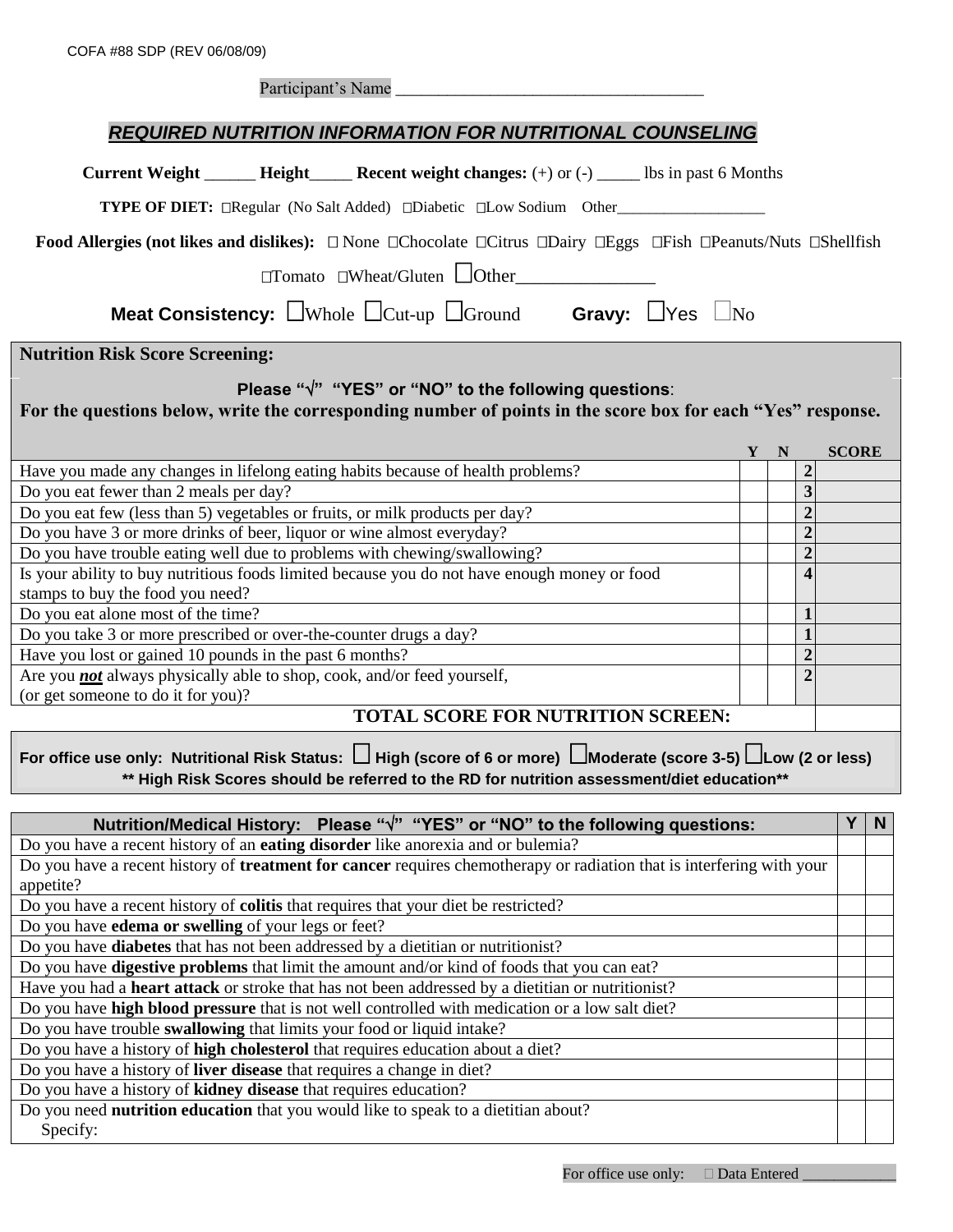COFA #88 SDP (REV 06/08/09)

Participant's Name ___________________________________

## *REQUIRED NUTRITION INFORMATION FOR NUTRITIONAL COUNSELING*

**Current Weight** ______ **Height**_____ **Recent weight changes:** (+) or (-) _____ lbs in past 6 Months

**TYPE OF DIET:** ☐Regular (No Salt Added) ☐Diabetic ☐Low Sodium Other___________________

**Food Allergies (not likes and dislikes):** ☐ None ☐Chocolate ☐Citrus ☐Dairy ☐Eggs ☐Fish ☐Peanuts/Nuts ☐Shellfish ☐Tomato ☐Wheat/Gluten ☐Other________________

**Meat Consistency:** ☐Whole ☐Cut-up ☐Ground **Gravy:** ☐Yes ☐No

**Nutrition Risk Score Screening:**

**Please "√" "YES" or "NO" to the following questions:**
**For the questions below, write the corresponding number of points in the score box for each "Yes" response.**

| | Y | N | | SCORE |
|---|---|---|---|---|
| Have you made any changes in lifelong eating habits because of health problems? | | | **2** | |
| Do you eat fewer than 2 meals per day? | | | **3** | |
| Do you eat few (less than 5) vegetables or fruits, or milk products per day? | | | **2** | |
| Do you have 3 or more drinks of beer, liquor or wine almost everyday? | | | **2** | |
| Do you have trouble eating well due to problems with chewing/swallowing? | | | **2** | |
| Is your ability to buy nutritious foods limited because you do not have enough money or food stamps to buy the food you need? | | | **4** | |
| Do you eat alone most of the time? | | | **1** | |
| Do you take 3 or more prescribed or over-the-counter drugs a day? | | | **1** | |
| Have you lost or gained 10 pounds in the past 6 months? | | | **2** | |
| Are you ***not*** always physically able to shop, cook, and/or feed yourself, (or get someone to do it for you)? | | | **2** | |
| **TOTAL SCORE FOR NUTRITION SCREEN:** | | | | |

**For office use only: Nutritional Risk Status: ☐ High (score of 6 or more) ☐Moderate (score 3-5) ☐Low (2 or less)**
**** High Risk Scores should be referred to the RD for nutrition assessment/diet education****

| Nutrition/Medical History: Please "√" "YES" or "NO" to the following questions: | Y | N |
|---|---|---|
| Do you have a recent history of an **eating disorder** like anorexia and or bulemia? | | |
| Do you have a recent history of **treatment for cancer** requires chemotherapy or radiation that is interfering with your appetite? | | |
| Do you have a recent history of **colitis** that requires that your diet be restricted? | | |
| Do you have **edema or swelling** of your legs or feet? | | |
| Do you have **diabetes** that has not been addressed by a dietitian or nutritionist? | | |
| Do you have **digestive problems** that limit the amount and/or kind of foods that you can eat? | | |
| Have you had a **heart attack** or stroke that has not been addressed by a dietitian or nutritionist? | | |
| Do you have **high blood pressure** that is not well controlled with medication or a low salt diet? | | |
| Do you have trouble **swallowing** that limits your food or liquid intake? | | |
| Do you have a history of **high cholesterol** that requires education about a diet? | | |
| Do you have a history of **liver disease** that requires a change in diet? | | |
| Do you have a history of **kidney disease** that requires education? | | |
| Do you need **nutrition education** that you would like to speak to a dietitian about? Specify: | | |

For office use only: ☐ Data Entered ___________